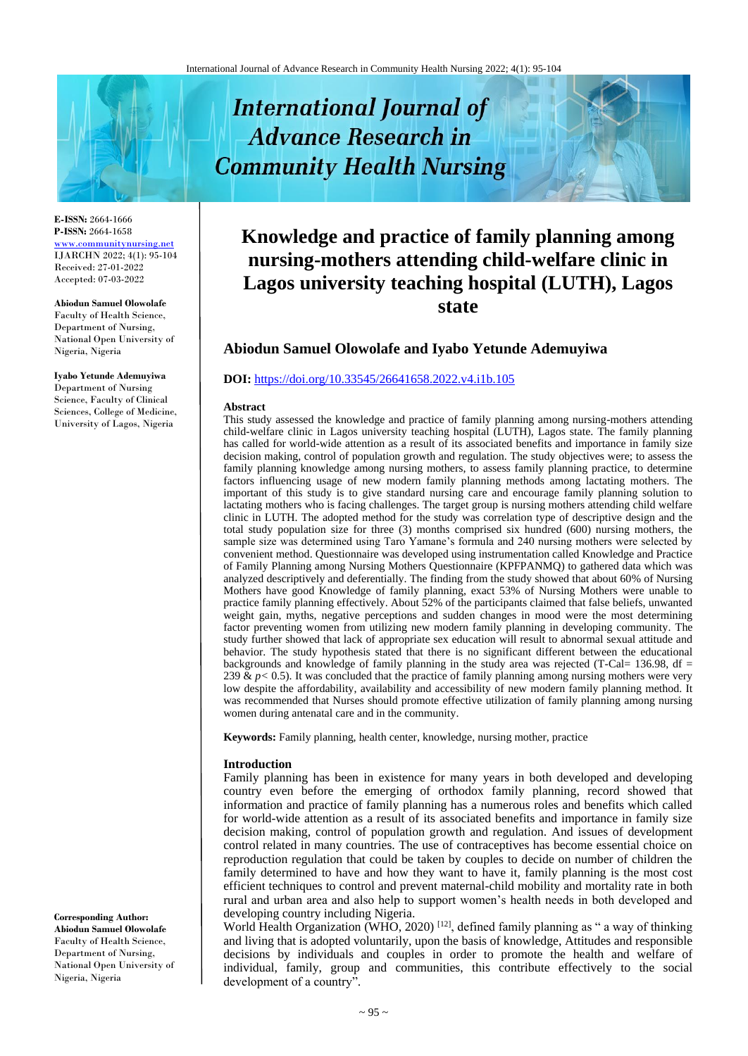# Knowledge and practice of family planning among nursing-mothers attending child-welfare clinic in Lagos university teaching hospital (LUTH), Lagos state

**Abiodun Samuel Olowolafe and Iyabo Yetunde Ademuyiwa**

**DOI:** https://doi.org/10.33545/26641658.2022.v4.i1b.105

E-ISSN: 2664-1666
P-ISSN: 2664-1658
www.communitynursing.net
IJARCHN 2022; 4(1): 95-104
Received: 27-01-2022
Accepted: 07-03-2022

**Abiodun Samuel Olowolafe**
Faculty of Health Science, Department of Nursing, National Open University of Nigeria, Nigeria

**Iyabo Yetunde Ademuyiwa**
Department of Nursing Science, Faculty of Clinical Sciences, College of Medicine, University of Lagos, Nigeria

**Corresponding Author:**
**Abiodun Samuel Olowolafe**
Faculty of Health Science, Department of Nursing, National Open University of Nigeria, Nigeria

### Abstract

This study assessed the knowledge and practice of family planning among nursing-mothers attending child-welfare clinic in Lagos university teaching hospital (LUTH), Lagos state. The family planning has called for world-wide attention as a result of its associated benefits and importance in family size decision making, control of population growth and regulation. The study objectives were; to assess the family planning knowledge among nursing mothers, to assess family planning practice, to determine factors influencing usage of new modern family planning methods among lactating mothers. The important of this study is to give standard nursing care and encourage family planning solution to lactating mothers who is facing challenges. The target group is nursing mothers attending child welfare clinic in LUTH. The adopted method for the study was correlation type of descriptive design and the total study population size for three (3) months comprised six hundred (600) nursing mothers, the sample size was determined using Taro Yamane's formula and 240 nursing mothers were selected by convenient method. Questionnaire was developed using instrumentation called Knowledge and Practice of Family Planning among Nursing Mothers Questionnaire (KPFPANMQ) to gathered data which was analyzed descriptively and deferentially. The finding from the study showed that about 60% of Nursing Mothers have good Knowledge of family planning, exact 53% of Nursing Mothers were unable to practice family planning effectively. About 52% of the participants claimed that false beliefs, unwanted weight gain, myths, negative perceptions and sudden changes in mood were the most determining factor preventing women from utilizing new modern family planning in developing community. The study further showed that lack of appropriate sex education will result to abnormal sexual attitude and behavior. The study hypothesis stated that there is no significant different between the educational backgrounds and knowledge of family planning in the study area was rejected (T-Cal= 136.98, df = 239 & $p < 0.5$). It was concluded that the practice of family planning among nursing mothers were very low despite the affordability, availability and accessibility of new modern family planning method. It was recommended that Nurses should promote effective utilization of family planning among nursing women during antenatal care and in the community.

**Keywords:** Family planning, health center, knowledge, nursing mother, practice

### Introduction

Family planning has been in existence for many years in both developed and developing country even before the emerging of orthodox family planning, record showed that information and practice of family planning has a numerous roles and benefits which called for world-wide attention as a result of its associated benefits and importance in family size decision making, control of population growth and regulation. And issues of development control related in many countries. The use of contraceptives has become essential choice on reproduction regulation that could be taken by couples to decide on number of children the family determined to have and how they want to have it, family planning is the most cost efficient techniques to control and prevent maternal-child mobility and mortality rate in both rural and urban area and also help to support women's health needs in both developed and developing country including Nigeria.

World Health Organization (WHO, 2020) [12], defined family planning as " a way of thinking and living that is adopted voluntarily, upon the basis of knowledge, Attitudes and responsible decisions by individuals and couples in order to promote the health and welfare of individual, family, group and communities, this contribute effectively to the social development of a country".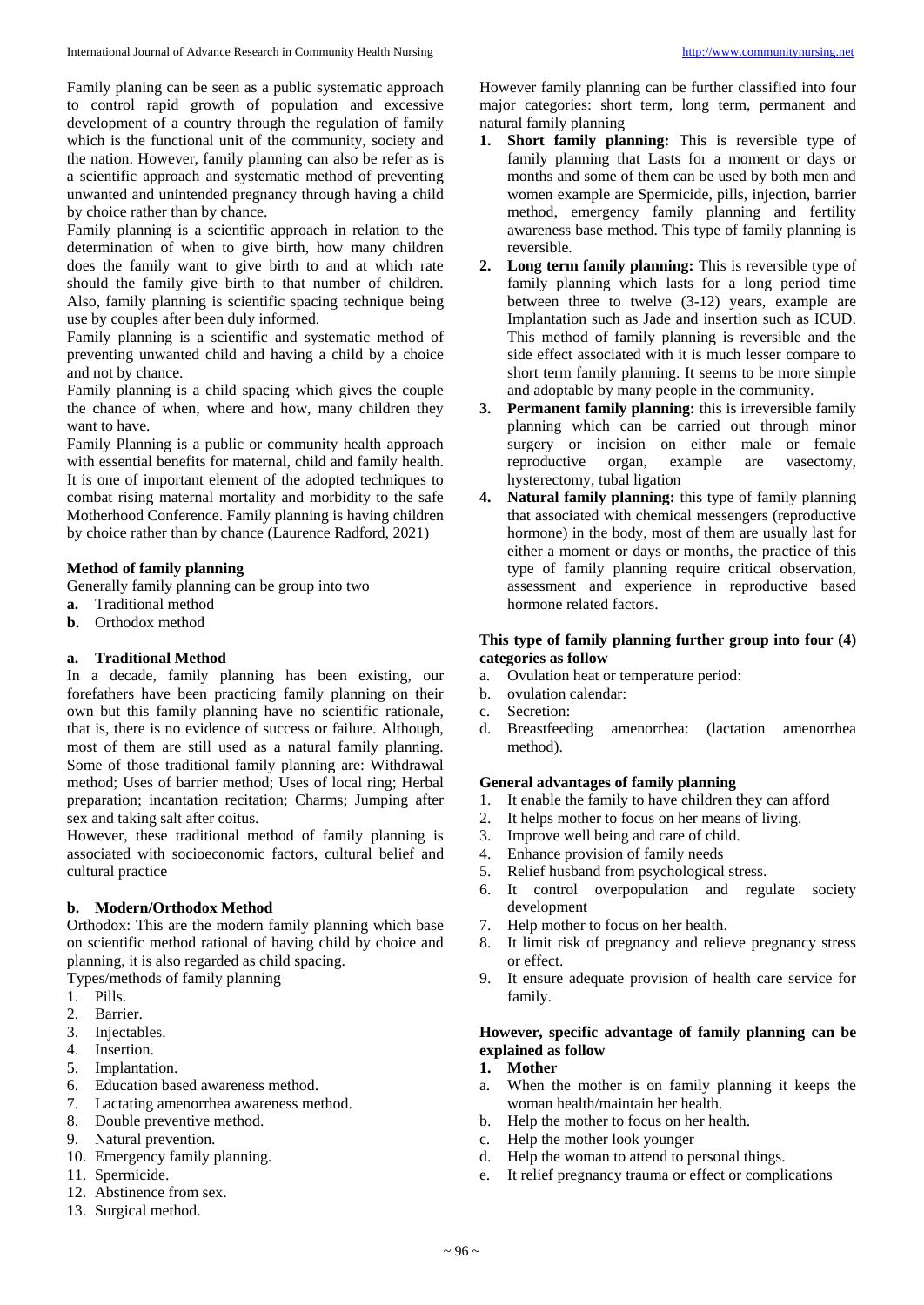Family planing can be seen as a public systematic approach to control rapid growth of population and excessive development of a country through the regulation of family which is the functional unit of the community, society and the nation. However, family planning can also be refer as is a scientific approach and systematic method of preventing unwanted and unintended pregnancy through having a child by choice rather than by chance.

Family planning is a scientific approach in relation to the determination of when to give birth, how many children does the family want to give birth to and at which rate should the family give birth to that number of children. Also, family planning is scientific spacing technique being use by couples after been duly informed.

Family planning is a scientific and systematic method of preventing unwanted child and having a child by a choice and not by chance.

Family planning is a child spacing which gives the couple the chance of when, where and how, many children they want to have.

Family Planning is a public or community health approach with essential benefits for maternal, child and family health. It is one of important element of the adopted techniques to combat rising maternal mortality and morbidity to the safe Motherhood Conference. Family planning is having children by choice rather than by chance (Laurence Radford, 2021)

**Method of family planning**

Generally family planning can be group into two

**a.** Traditional method

**b.** Orthodox method

**a. Traditional Method**

In a decade, family planning has been existing, our forefathers have been practicing family planning on their own but this family planning have no scientific rationale, that is, there is no evidence of success or failure. Although, most of them are still used as a natural family planning. Some of those traditional family planning are: Withdrawal method; Uses of barrier method; Uses of local ring; Herbal preparation; incantation recitation; Charms; Jumping after sex and taking salt after coitus.

However, these traditional method of family planning is associated with socioeconomic factors, cultural belief and cultural practice

**b. Modern/Orthodox Method**

Orthodox: This are the modern family planning which base on scientific method rational of having child by choice and planning, it is also regarded as child spacing.

Types/methods of family planning

1. Pills.
2. Barrier.
3. Injectables.
4. Insertion.
5. Implantation.
6. Education based awareness method.
7. Lactating amenorrhea awareness method.
8. Double preventive method.
9. Natural prevention.
10. Emergency family planning.
11. Spermicide.
12. Abstinence from sex.
13. Surgical method.

However family planning can be further classified into four major categories: short term, long term, permanent and natural family planning

1. **Short family planning:** This is reversible type of family planning that Lasts for a moment or days or months and some of them can be used by both men and women example are Spermicide, pills, injection, barrier method, emergency family planning and fertility awareness base method. This type of family planning is reversible.
2. **Long term family planning:** This is reversible type of family planning which lasts for a long period time between three to twelve (3-12) years, example are Implantation such as Jade and insertion such as ICUD. This method of family planning is reversible and the side effect associated with it is much lesser compare to short term family planning. It seems to be more simple and adoptable by many people in the community.
3. **Permanent family planning:** this is irreversible family planning which can be carried out through minor surgery or incision on either male or female reproductive organ, example are vasectomy, hysterectomy, tubal ligation
4. **Natural family planning:** this type of family planning that associated with chemical messengers (reproductive hormone) in the body, most of them are usually last for either a moment or days or months, the practice of this type of family planning require critical observation, assessment and experience in reproductive based hormone related factors.

**This type of family planning further group into four (4) categories as follow**

a. Ovulation heat or temperature period:
b. ovulation calendar:
c. Secretion:
d. Breastfeeding amenorrhea: (lactation amenorrhea method).

**General advantages of family planning**

1. It enable the family to have children they can afford
2. It helps mother to focus on her means of living.
3. Improve well being and care of child.
4. Enhance provision of family needs
5. Relief husband from psychological stress.
6. It control overpopulation and regulate society development
7. Help mother to focus on her health.
8. It limit risk of pregnancy and relieve pregnancy stress or effect.
9. It ensure adequate provision of health care service for family.

**However, specific advantage of family planning can be explained as follow**

**1. Mother**

a. When the mother is on family planning it keeps the woman health/maintain her health.
b. Help the mother to focus on her health.
c. Help the mother look younger
d. Help the woman to attend to personal things.
e. It relief pregnancy trauma or effect or complications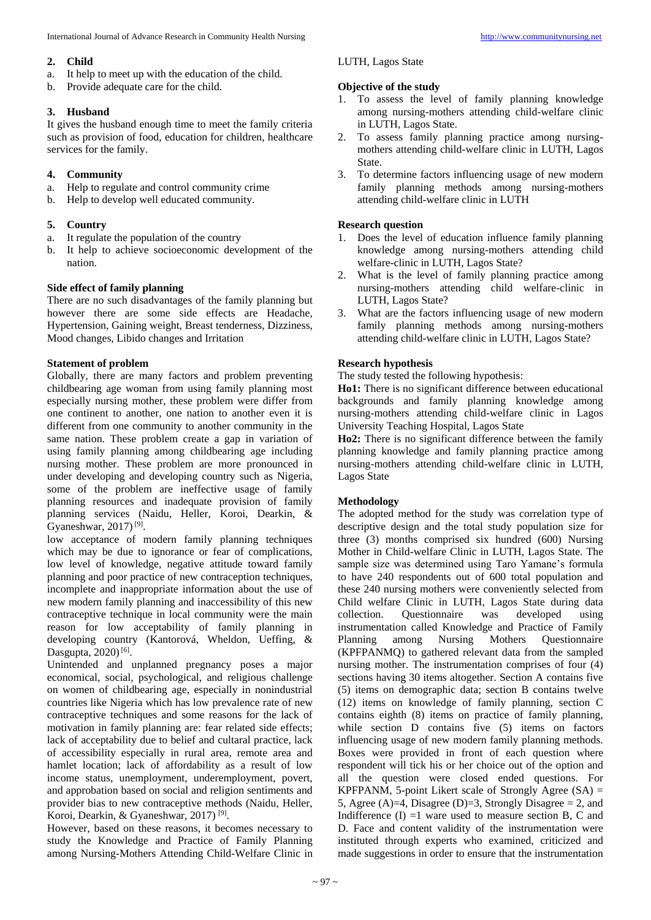**2. Child**

a. It help to meet up with the education of the child.
b. Provide adequate care for the child.

**3. Husband**

It gives the husband enough time to meet the family criteria such as provision of food, education for children, healthcare services for the family.

**4. Community**

a. Help to regulate and control community crime
b. Help to develop well educated community.

**5. Country**

a. It regulate the population of the country
b. It help to achieve socioeconomic development of the nation.

**Side effect of family planning**

There are no such disadvantages of the family planning but however there are some side effects are Headache, Hypertension, Gaining weight, Breast tenderness, Dizziness, Mood changes, Libido changes and Irritation

**Statement of problem**

Globally, there are many factors and problem preventing childbearing age woman from using family planning most especially nursing mother, these problem were differ from one continent to another, one nation to another even it is different from one community to another community in the same nation. These problem create a gap in variation of using family planning among childbearing age including nursing mother. These problem are more pronounced in under developing and developing country such as Nigeria, some of the problem are ineffective usage of family planning resources and inadequate provision of family planning services (Naidu, Heller, Koroi, Dearkin, & Gyaneshwar, 2017) [9].

low acceptance of modern family planning techniques which may be due to ignorance or fear of complications, low level of knowledge, negative attitude toward family planning and poor practice of new contraception techniques, incomplete and inappropriate information about the use of new modern family planning and inaccessibility of this new contraceptive technique in local community were the main reason for low acceptability of family planning in developing country (Kantorová, Wheldon, Ueffing, & Dasgupta, 2020) [6].

Unintended and unplanned pregnancy poses a major economical, social, psychological, and religious challenge on women of childbearing age, especially in nonindustrial countries like Nigeria which has low prevalence rate of new contraceptive techniques and some reasons for the lack of motivation in family planning are: fear related side effects; lack of acceptability due to belief and cultaral practice, lack of accessibility especially in rural area, remote area and hamlet location; lack of affordability as a result of low income status, unemployment, underemployment, povert, and approbation based on social and religion sentiments and provider bias to new contraceptive methods (Naidu, Heller, Koroi, Dearkin, & Gyaneshwar, 2017) [9].

However, based on these reasons, it becomes necessary to study the Knowledge and Practice of Family Planning among Nursing-Mothers Attending Child-Welfare Clinic in LUTH, Lagos State

**Objective of the study**

1. To assess the level of family planning knowledge among nursing-mothers attending child-welfare clinic in LUTH, Lagos State.
2. To assess family planning practice among nursing-mothers attending child-welfare clinic in LUTH, Lagos State.
3. To determine factors influencing usage of new modern family planning methods among nursing-mothers attending child-welfare clinic in LUTH

**Research question**

1. Does the level of education influence family planning knowledge among nursing-mothers attending child welfare-clinic in LUTH, Lagos State?
2. What is the level of family planning practice among nursing-mothers attending child welfare-clinic in LUTH, Lagos State?
3. What are the factors influencing usage of new modern family planning methods among nursing-mothers attending child-welfare clinic in LUTH, Lagos State?

**Research hypothesis**

The study tested the following hypothesis:

**Ho1:** There is no significant difference between educational backgrounds and family planning knowledge among nursing-mothers attending child-welfare clinic in Lagos University Teaching Hospital, Lagos State

**Ho2:** There is no significant difference between the family planning knowledge and family planning practice among nursing-mothers attending child-welfare clinic in LUTH, Lagos State

**Methodology**

The adopted method for the study was correlation type of descriptive design and the total study population size for three (3) months comprised six hundred (600) Nursing Mother in Child-welfare Clinic in LUTH, Lagos State. The sample size was determined using Taro Yamane's formula to have 240 respondents out of 600 total population and these 240 nursing mothers were conveniently selected from Child welfare Clinic in LUTH, Lagos State during data collection. Questionnaire was developed using instrumentation called Knowledge and Practice of Family Planning among Nursing Mothers Questionnaire (KPFPANMQ) to gathered relevant data from the sampled nursing mother. The instrumentation comprises of four (4) sections having 30 items altogether. Section A contains five (5) items on demographic data; section B contains twelve (12) items on knowledge of family planning, section C contains eighth (8) items on practice of family planning, while section D contains five (5) items on factors influencing usage of new modern family planning methods. Boxes were provided in front of each question where respondent will tick his or her choice out of the option and all the question were closed ended questions. For KPFPANM, 5-point Likert scale of Strongly Agree (SA) = 5, Agree (A)=4, Disagree (D)=3, Strongly Disagree = 2, and Indifference (I) =1 ware used to measure section B, C and D. Face and content validity of the instrumentation were instituted through experts who examined, criticized and made suggestions in order to ensure that the instrumentation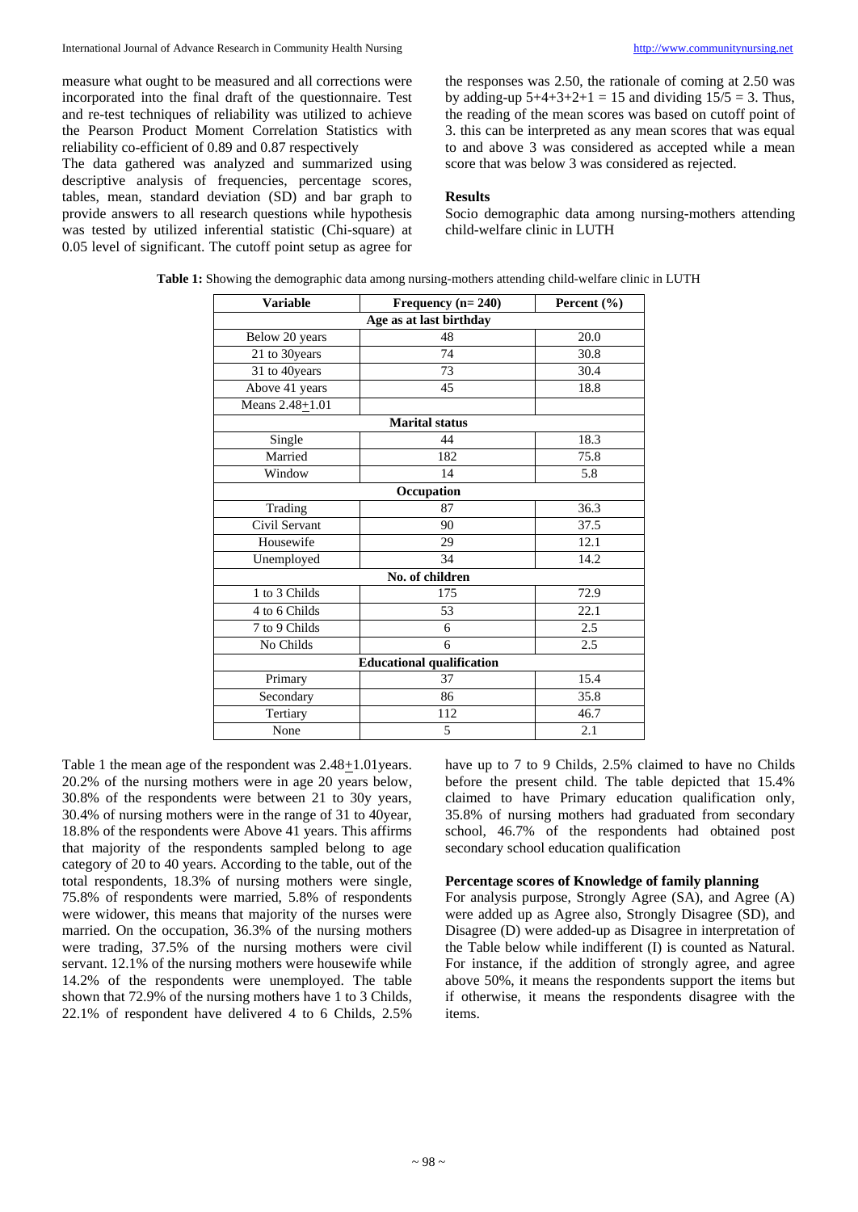measure what ought to be measured and all corrections were incorporated into the final draft of the questionnaire. Test and re-test techniques of reliability was utilized to achieve the Pearson Product Moment Correlation Statistics with reliability co-efficient of 0.89 and 0.87 respectively

The data gathered was analyzed and summarized using descriptive analysis of frequencies, percentage scores, tables, mean, standard deviation (SD) and bar graph to provide answers to all research questions while hypothesis was tested by utilized inferential statistic (Chi-square) at 0.05 level of significant. The cutoff point setup as agree for the responses was 2.50, the rationale of coming at 2.50 was by adding-up 5+4+3+2+1 = 15 and dividing 15/5 = 3. Thus, the reading of the mean scores was based on cutoff point of 3. this can be interpreted as any mean scores that was equal to and above 3 was considered as accepted while a mean score that was below 3 was considered as rejected.

## Results

Socio demographic data among nursing-mothers attending child-welfare clinic in LUTH

**Table 1:** Showing the demographic data among nursing-mothers attending child-welfare clinic in LUTH

| Variable | Frequency (n= 240) | Percent (%) |
|---|---|---|
| **Age as at last birthday** | | |
| Below 20 years | 48 | 20.0 |
| 21 to 30years | 74 | 30.8 |
| 31 to 40years | 73 | 30.4 |
| Above 41 years | 45 | 18.8 |
| Means 2.48+1.01 | | |
| **Marital status** | | |
| Single | 44 | 18.3 |
| Married | 182 | 75.8 |
| Window | 14 | 5.8 |
| **Occupation** | | |
| Trading | 87 | 36.3 |
| Civil Servant | 90 | 37.5 |
| Housewife | 29 | 12.1 |
| Unemployed | 34 | 14.2 |
| **No. of children** | | |
| 1 to 3 Childs | 175 | 72.9 |
| 4 to 6 Childs | 53 | 22.1 |
| 7 to 9 Childs | 6 | 2.5 |
| No Childs | 6 | 2.5 |
| **Educational qualification** | | |
| Primary | 37 | 15.4 |
| Secondary | 86 | 35.8 |
| Tertiary | 112 | 46.7 |
| None | 5 | 2.1 |

Table 1 the mean age of the respondent was 2.48+1.01years. 20.2% of the nursing mothers were in age 20 years below, 30.8% of the respondents were between 21 to 30y years, 30.4% of nursing mothers were in the range of 31 to 40year, 18.8% of the respondents were Above 41 years. This affirms that majority of the respondents sampled belong to age category of 20 to 40 years. According to the table, out of the total respondents, 18.3% of nursing mothers were single, 75.8% of respondents were married, 5.8% of respondents were widower, this means that majority of the nurses were married. On the occupation, 36.3% of the nursing mothers were trading, 37.5% of the nursing mothers were civil servant. 12.1% of the nursing mothers were housewife while 14.2% of the respondents were unemployed. The table shown that 72.9% of the nursing mothers have 1 to 3 Childs, 22.1% of respondent have delivered 4 to 6 Childs, 2.5% have up to 7 to 9 Childs, 2.5% claimed to have no Childs before the present child. The table depicted that 15.4% claimed to have Primary education qualification only, 35.8% of nursing mothers had graduated from secondary school, 46.7% of the respondents had obtained post secondary school education qualification

### Percentage scores of Knowledge of family planning

For analysis purpose, Strongly Agree (SA), and Agree (A) were added up as Agree also, Strongly Disagree (SD), and Disagree (D) were added-up as Disagree in interpretation of the Table below while indifferent (I) is counted as Natural. For instance, if the addition of strongly agree, and agree above 50%, it means the respondents support the items but if otherwise, it means the respondents disagree with the items.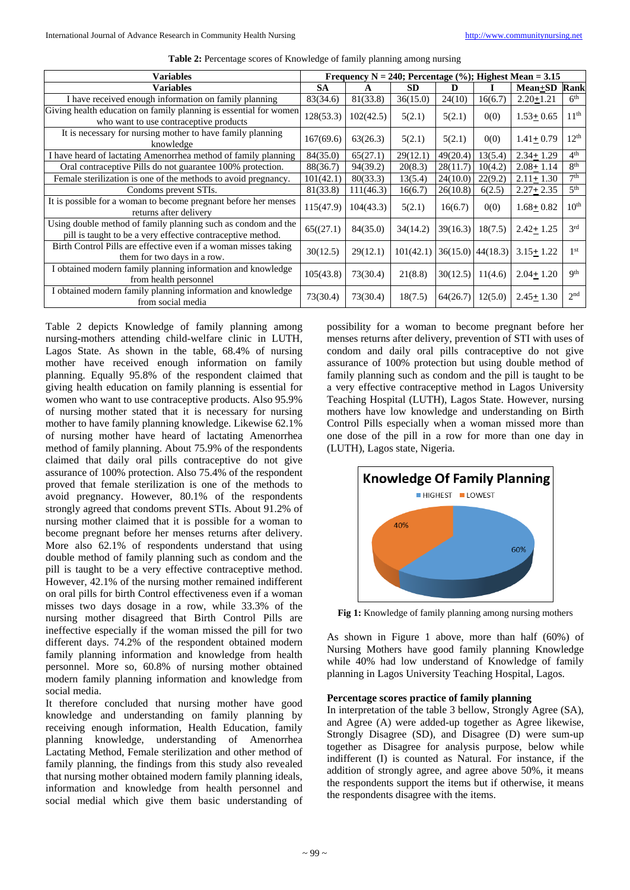**Table 2:** Percentage scores of Knowledge of family planning among nursing

| Variables | Frequency N = 240; Percentage (%); Highest Mean = 3.15 | | | | | | |
|---|---|---|---|---|---|---|---|
| Variables | SA | A | SD | D | I | Mean±SD | Rank |
| I have received enough information on family planning | 83(34.6) | 81(33.8) | 36(15.0) | 24(10) | 16(6.7) | 2.20±1.21 | 6th |
| Giving health education on family planning is essential for women who want to use contraceptive products | 128(53.3) | 102(42.5) | 5(2.1) | 5(2.1) | 0(0) | 1.53± 0.65 | 11th |
| It is necessary for nursing mother to have family planning knowledge | 167(69.6) | 63(26.3) | 5(2.1) | 5(2.1) | 0(0) | 1.41± 0.79 | 12th |
| I have heard of lactating Amenorrhea method of family planning | 84(35.0) | 65(27.1) | 29(12.1) | 49(20.4) | 13(5.4) | 2.34± 1.29 | 4th |
| Oral contraceptive Pills do not guarantee 100% protection. | 88(36.7) | 94(39.2) | 20(8.3) | 28(11.7) | 10(4.2) | 2.08± 1.14 | 8th |
| Female sterilization is one of the methods to avoid pregnancy. | 101(42.1) | 80(33.3) | 13(5.4) | 24(10.0) | 22(9.2) | 2.11± 1.30 | 7th |
| Condoms prevent STIs. | 81(33.8) | 111(46.3) | 16(6.7) | 26(10.8) | 6(2.5) | 2.27± 2.35 | 5th |
| It is possible for a woman to become pregnant before her menses returns after delivery | 115(47.9) | 104(43.3) | 5(2.1) | 16(6.7) | 0(0) | 1.68± 0.82 | 10th |
| Using double method of family planning such as condom and the pill is taught to be a very effective contraceptive method. | 65((27.1) | 84(35.0) | 34(14.2) | 39(16.3) | 18(7.5) | 2.42± 1.25 | 3rd |
| Birth Control Pills are effective even if a woman misses taking them for two days in a row. | 30(12.5) | 29(12.1) | 101(42.1) | 36(15.0) | 44(18.3) | 3.15± 1.22 | 1st |
| I obtained modern family planning information and knowledge from health personnel | 105(43.8) | 73(30.4) | 21(8.8) | 30(12.5) | 11(4.6) | 2.04± 1.20 | 9th |
| I obtained modern family planning information and knowledge from social media | 73(30.4) | 73(30.4) | 18(7.5) | 64(26.7) | 12(5.0) | 2.45± 1.30 | 2nd |

Table 2 depicts Knowledge of family planning among nursing-mothers attending child-welfare clinic in LUTH, Lagos State. As shown in the table, 68.4% of nursing mother have received enough information on family planning. Equally 95.8% of the respondent claimed that giving health education on family planning is essential for women who want to use contraceptive products. Also 95.9% of nursing mother stated that it is necessary for nursing mother to have family planning knowledge. Likewise 62.1% of nursing mother have heard of lactating Amenorrhea method of family planning. About 75.9% of the respondents claimed that daily oral pills contraceptive do not give assurance of 100% protection. Also 75.4% of the respondent proved that female sterilization is one of the methods to avoid pregnancy. However, 80.1% of the respondents strongly agreed that condoms prevent STIs. About 91.2% of nursing mother claimed that it is possible for a woman to become pregnant before her menses returns after delivery. More also 62.1% of respondents understand that using double method of family planning such as condom and the pill is taught to be a very effective contraceptive method. However, 42.1% of the nursing mother remained indifferent on oral pills for birth Control effectiveness even if a woman misses two days dosage in a row, while 33.3% of the nursing mother disagreed that Birth Control Pills are ineffective especially if the woman missed the pill for two different days. 74.2% of the respondent obtained modern family planning information and knowledge from health personnel. More so, 60.8% of nursing mother obtained modern family planning information and knowledge from social media.

It therefore concluded that nursing mother have good knowledge and understanding on family planning by receiving enough information, Health Education, family planning knowledge, understanding of Amenorrhea Lactating Method, Female sterilization and other method of family planning, the findings from this study also revealed that nursing mother obtained modern family planning ideals, information and knowledge from health personnel and social medial which give them basic understanding of possibility for a woman to become pregnant before her menses returns after delivery, prevention of STI with uses of condom and daily oral pills contraceptive do not give assurance of 100% protection but using double method of family planning such as condom and the pill is taught to be a very effective contraceptive method in Lagos University Teaching Hospital (LUTH), Lagos State. However, nursing mothers have low knowledge and understanding on Birth Control Pills especially when a woman missed more than one dose of the pill in a row for more than one day in (LUTH), Lagos state, Nigeria.

**Fig 1:** Knowledge of family planning among nursing mothers

As shown in Figure 1 above, more than half (60%) of Nursing Mothers have good family planning Knowledge while 40% had low understand of Knowledge of family planning in Lagos University Teaching Hospital, Lagos.

### Percentage scores practice of family planning

In interpretation of the table 3 bellow, Strongly Agree (SA), and Agree (A) were added-up together as Agree likewise, Strongly Disagree (SD), and Disagree (D) were sum-up together as Disagree for analysis purpose, below while indifferent (I) is counted as Natural. For instance, if the addition of strongly agree, and agree above 50%, it means the respondents support the items but if otherwise, it means the respondents disagree with the items.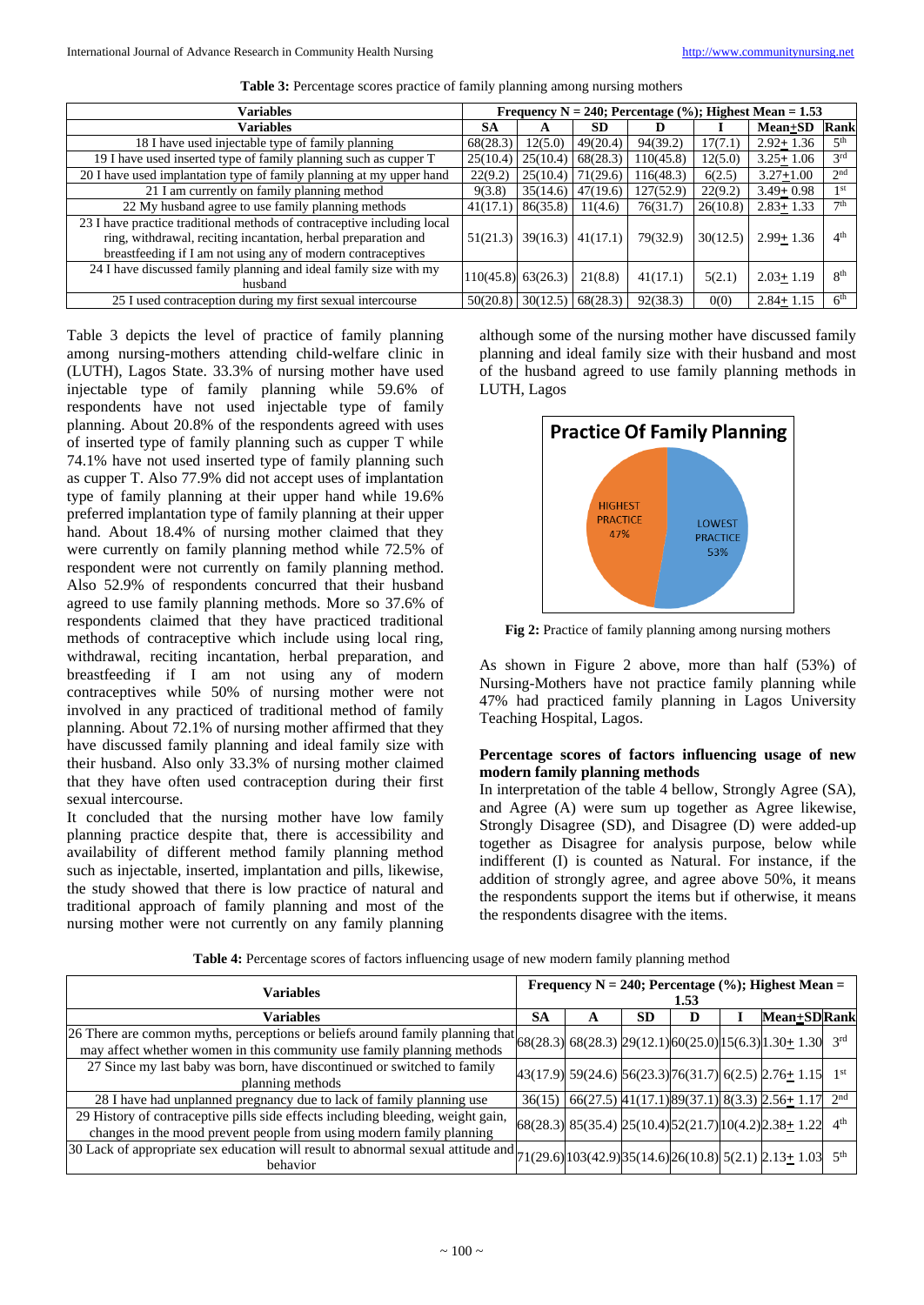**Table 3:** Percentage scores practice of family planning among nursing mothers

| Variables | Frequency N = 240; Percentage (%); Highest Mean = 1.53 | | | | | | |
|---|---|---|---|---|---|---|---|
| Variables | SA | A | SD | D | I | Mean±SD | Rank |
| 18 I have used injectable type of family planning | 68(28.3) | 12(5.0) | 49(20.4) | 94(39.2) | 17(7.1) | 2.92± 1.36 | 5th |
| 19 I have used inserted type of family planning such as cupper T | 25(10.4) | 25(10.4) | 68(28.3) | 110(45.8) | 12(5.0) | 3.25± 1.06 | 3rd |
| 20 I have used implantation type of family planning at my upper hand | 22(9.2) | 25(10.4) | 71(29.6) | 116(48.3) | 6(2.5) | 3.27±1.00 | 2nd |
| 21 I am currently on family planning method | 9(3.8) | 35(14.6) | 47(19.6) | 127(52.9) | 22(9.2) | 3.49± 0.98 | 1st |
| 22 My husband agree to use family planning methods | 41(17.1) | 86(35.8) | 11(4.6) | 76(31.7) | 26(10.8) | 2.83± 1.33 | 7th |
| 23 I have practice traditional methods of contraceptive including local ring, withdrawal, reciting incantation, herbal preparation and breastfeeding if I am not using any of modern contraceptives | 51(21.3) | 39(16.3) | 41(17.1) | 79(32.9) | 30(12.5) | 2.99± 1.36 | 4th |
| 24 I have discussed family planning and ideal family size with my husband | 110(45.8) | 63(26.3) | 21(8.8) | 41(17.1) | 5(2.1) | 2.03± 1.19 | 8th |
| 25 I used contraception during my first sexual intercourse | 50(20.8) | 30(12.5) | 68(28.3) | 92(38.3) | 0(0) | 2.84± 1.15 | 6th |

Table 3 depicts the level of practice of family planning among nursing-mothers attending child-welfare clinic in (LUTH), Lagos State. 33.3% of nursing mother have used injectable type of family planning while 59.6% of respondents have not used injectable type of family planning. About 20.8% of the respondents agreed with uses of inserted type of family planning such as cupper T while 74.1% have not used inserted type of family planning such as cupper T. Also 77.9% did not accept uses of implantation type of family planning at their upper hand while 19.6% preferred implantation type of family planning at their upper hand. About 18.4% of nursing mother claimed that they were currently on family planning method while 72.5% of respondent were not currently on family planning method. Also 52.9% of respondents concurred that their husband agreed to use family planning methods. More so 37.6% of respondents claimed that they have practiced traditional methods of contraceptive which include using local ring, withdrawal, reciting incantation, herbal preparation, and breastfeeding if I am not using any of modern contraceptives while 50% of nursing mother were not involved in any practiced of traditional method of family planning. About 72.1% of nursing mother affirmed that they have discussed family planning and ideal family size with their husband. Also only 33.3% of nursing mother claimed that they have often used contraception during their first sexual intercourse.

It concluded that the nursing mother have low family planning practice despite that, there is accessibility and availability of different method family planning method such as injectable, inserted, implantation and pills, likewise, the study showed that there is low practice of natural and traditional approach of family planning and most of the nursing mother were not currently on any family planning although some of the nursing mother have discussed family planning and ideal family size with their husband and most of the husband agreed to use family planning methods in LUTH, Lagos

**Fig 2:** Practice of family planning among nursing mothers

As shown in Figure 2 above, more than half (53%) of Nursing-Mothers have not practice family planning while 47% had practiced family planning in Lagos University Teaching Hospital, Lagos.

**Percentage scores of factors influencing usage of new modern family planning methods**

In interpretation of the table 4 bellow, Strongly Agree (SA), and Agree (A) were sum up together as Agree likewise, Strongly Disagree (SD), and Disagree (D) were added-up together as Disagree for analysis purpose, below while indifferent (I) is counted as Natural. For instance, if the addition of strongly agree, and agree above 50%, it means the respondents support the items but if otherwise, it means the respondents disagree with the items.

**Table 4:** Percentage scores of factors influencing usage of new modern family planning method

| Variables | Frequency N = 240; Percentage (%); Highest Mean = 1.53 | | | | | | |
|---|---|---|---|---|---|---|---|
| Variables | SA | A | SD | D | I | Mean±SD | Rank |
| 26 There are common myths, perceptions or beliefs around family planning that may affect whether women in this community use family planning methods | 68(28.3) | 68(28.3) | 29(12.1) | 60(25.0) | 15(6.3) | 1.30± 1.30 | 3rd |
| 27 Since my last baby was born, have discontinued or switched to family planning methods | 43(17.9) | 59(24.6) | 56(23.3) | 76(31.7) | 6(2.5) | 2.76± 1.15 | 1st |
| 28 I have had unplanned pregnancy due to lack of family planning use | 36(15) | 66(27.5) | 41(17.1) | 89(37.1) | 8(3.3) | 2.56± 1.17 | 2nd |
| 29 History of contraceptive pills side effects including bleeding, weight gain, changes in the mood prevent people from using modern family planning | 68(28.3) | 85(35.4) | 25(10.4) | 52(21.7) | 10(4.2) | 2.38± 1.22 | 4th |
| 30 Lack of appropriate sex education will result to abnormal sexual attitude and behavior | 71(29.6) | 103(42.9) | 35(14.6) | 26(10.8) | 5(2.1) | 2.13± 1.03 | 5th |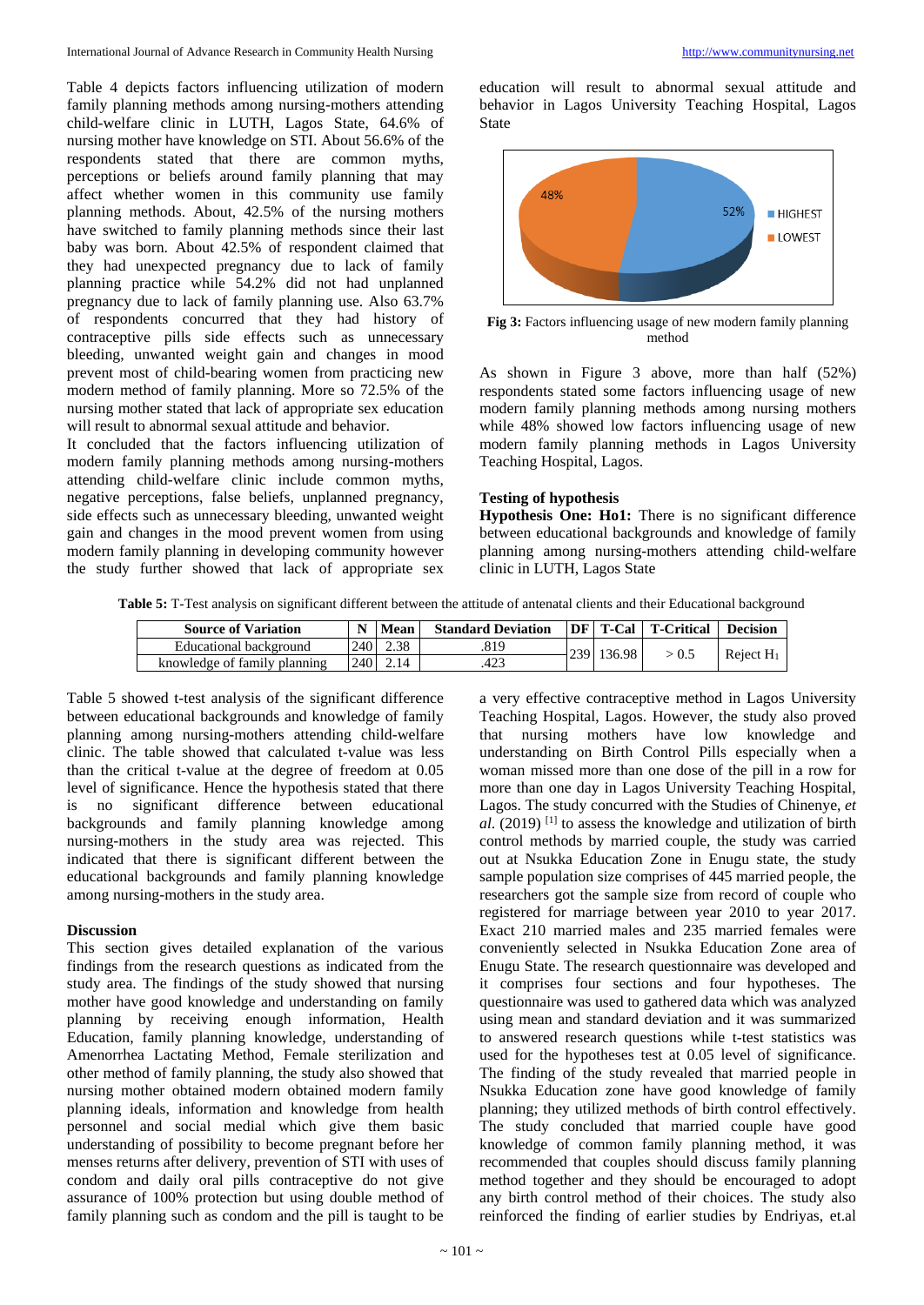Table 4 depicts factors influencing utilization of modern family planning methods among nursing-mothers attending child-welfare clinic in LUTH, Lagos State, 64.6% of nursing mother have knowledge on STI. About 56.6% of the respondents stated that there are common myths, perceptions or beliefs around family planning that may affect whether women in this community use family planning methods. About, 42.5% of the nursing mothers have switched to family planning methods since their last baby was born. About 42.5% of respondent claimed that they had unexpected pregnancy due to lack of family planning practice while 54.2% did not had unplanned pregnancy due to lack of family planning use. Also 63.7% of respondents concurred that they had history of contraceptive pills side effects such as unnecessary bleeding, unwanted weight gain and changes in mood prevent most of child-bearing women from practicing new modern method of family planning. More so 72.5% of the nursing mother stated that lack of appropriate sex education will result to abnormal sexual attitude and behavior.

It concluded that the factors influencing utilization of modern family planning methods among nursing-mothers attending child-welfare clinic include common myths, negative perceptions, false beliefs, unplanned pregnancy, side effects such as unnecessary bleeding, unwanted weight gain and changes in the mood prevent women from using modern family planning in developing community however the study further showed that lack of appropriate sex education will result to abnormal sexual attitude and behavior in Lagos University Teaching Hospital, Lagos State

**Fig 3:** Factors influencing usage of new modern family planning method

As shown in Figure 3 above, more than half (52%) respondents stated some factors influencing usage of new modern family planning methods among nursing mothers while 48% showed low factors influencing usage of new modern family planning methods in Lagos University Teaching Hospital, Lagos.

### Testing of hypothesis

**Hypothesis One: Ho1:** There is no significant difference between educational backgrounds and knowledge of family planning among nursing-mothers attending child-welfare clinic in LUTH, Lagos State

**Table 5:** T-Test analysis on significant different between the attitude of antenatal clients and their Educational background

| Source of Variation | N | Mean | Standard Deviation | DF | T-Cal | T-Critical | Decision |
|---|---|---|---|---|---|---|---|
| Educational background | 240 | 2.38 | .819 | 239 | 136.98 | > 0.5 | Reject $H_1$ |
| knowledge of family planning | 240 | 2.14 | .423 | | | | |

Table 5 showed t-test analysis of the significant difference between educational backgrounds and knowledge of family planning among nursing-mothers attending child-welfare clinic. The table showed that calculated t-value was less than the critical t-value at the degree of freedom at 0.05 level of significance. Hence the hypothesis stated that there is no significant difference between educational backgrounds and family planning knowledge among nursing-mothers in the study area was rejected. This indicated that there is significant different between the educational backgrounds and family planning knowledge among nursing-mothers in the study area.

### Discussion

This section gives detailed explanation of the various findings from the research questions as indicated from the study area. The findings of the study showed that nursing mother have good knowledge and understanding on family planning by receiving enough information, Health Education, family planning knowledge, understanding of Amenorrhea Lactating Method, Female sterilization and other method of family planning, the study also showed that nursing mother obtained modern obtained modern family planning ideals, information and knowledge from health personnel and social medial which give them basic understanding of possibility to become pregnant before her menses returns after delivery, prevention of STI with uses of condom and daily oral pills contraceptive do not give assurance of 100% protection but using double method of family planning such as condom and the pill is taught to be a very effective contraceptive method in Lagos University Teaching Hospital, Lagos. However, the study also proved that nursing mothers have low knowledge and understanding on Birth Control Pills especially when a woman missed more than one dose of the pill in a row for more than one day in Lagos University Teaching Hospital, Lagos. The study concurred with the Studies of Chinenye, *et al*. (2019) [1] to assess the knowledge and utilization of birth control methods by married couple, the study was carried out at Nsukka Education Zone in Enugu state, the study sample population size comprises of 445 married people, the researchers got the sample size from record of couple who registered for marriage between year 2010 to year 2017. Exact 210 married males and 235 married females were conveniently selected in Nsukka Education Zone area of Enugu State. The research questionnaire was developed and it comprises four sections and four hypotheses. The questionnaire was used to gathered data which was analyzed using mean and standard deviation and it was summarized to answered research questions while t-test statistics was used for the hypotheses test at 0.05 level of significance. The finding of the study revealed that married people in Nsukka Education zone have good knowledge of family planning; they utilized methods of birth control effectively. The study concluded that married couple have good knowledge of common family planning method, it was recommended that couples should discuss family planning method together and they should be encouraged to adopt any birth control method of their choices. The study also reinforced the finding of earlier studies by Endriyas, et.al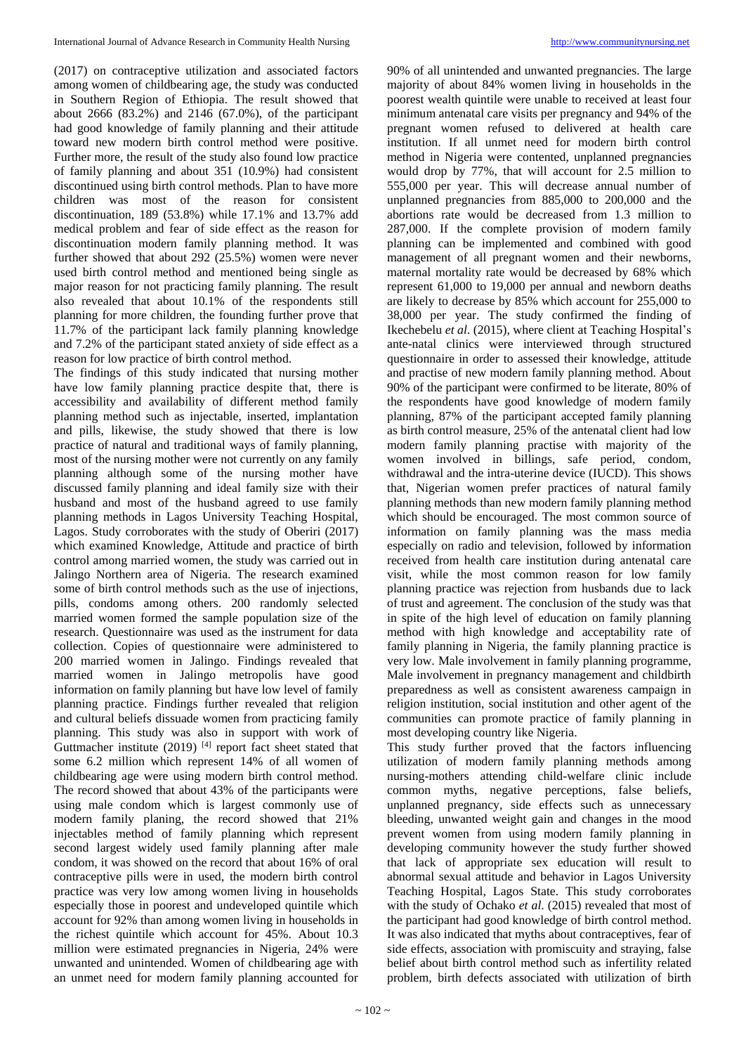(2017) on contraceptive utilization and associated factors among women of childbearing age, the study was conducted in Southern Region of Ethiopia. The result showed that about 2666 (83.2%) and 2146 (67.0%), of the participant had good knowledge of family planning and their attitude toward new modern birth control method were positive. Further more, the result of the study also found low practice of family planning and about 351 (10.9%) had consistent discontinued using birth control methods. Plan to have more children was most of the reason for consistent discontinuation, 189 (53.8%) while 17.1% and 13.7% add medical problem and fear of side effect as the reason for discontinuation modern family planning method. It was further showed that about 292 (25.5%) women were never used birth control method and mentioned being single as major reason for not practicing family planning. The result also revealed that about 10.1% of the respondents still planning for more children, the founding further prove that 11.7% of the participant lack family planning knowledge and 7.2% of the participant stated anxiety of side effect as a reason for low practice of birth control method.

The findings of this study indicated that nursing mother have low family planning practice despite that, there is accessibility and availability of different method family planning method such as injectable, inserted, implantation and pills, likewise, the study showed that there is low practice of natural and traditional ways of family planning, most of the nursing mother were not currently on any family planning although some of the nursing mother have discussed family planning and ideal family size with their husband and most of the husband agreed to use family planning methods in Lagos University Teaching Hospital, Lagos. Study corroborates with the study of Oberiri (2017) which examined Knowledge, Attitude and practice of birth control among married women, the study was carried out in Jalingo Northern area of Nigeria. The research examined some of birth control methods such as the use of injections, pills, condoms among others. 200 randomly selected married women formed the sample population size of the research. Questionnaire was used as the instrument for data collection. Copies of questionnaire were administered to 200 married women in Jalingo. Findings revealed that married women in Jalingo metropolis have good information on family planning but have low level of family planning practice. Findings further revealed that religion and cultural beliefs dissuade women from practicing family planning. This study was also in support with work of Guttmacher institute (2019) [4] report fact sheet stated that some 6.2 million which represent 14% of all women of childbearing age were using modern birth control method. The record showed that about 43% of the participants were using male condom which is largest commonly use of modern family planing, the record showed that 21% injectables method of family planning which represent second largest widely used family planning after male condom, it was showed on the record that about 16% of oral contraceptive pills were in used, the modern birth control practice was very low among women living in households especially those in poorest and undeveloped quintile which account for 92% than among women living in households in the richest quintile which account for 45%. About 10.3 million were estimated pregnancies in Nigeria, 24% were unwanted and unintended. Women of childbearing age with an unmet need for modern family planning accounted for 90% of all unintended and unwanted pregnancies. The large majority of about 84% women living in households in the poorest wealth quintile were unable to received at least four minimum antenatal care visits per pregnancy and 94% of the pregnant women refused to delivered at health care institution. If all unmet need for modern birth control method in Nigeria were contented, unplanned pregnancies would drop by 77%, that will account for 2.5 million to 555,000 per year. This will decrease annual number of unplanned pregnancies from 885,000 to 200,000 and the abortions rate would be decreased from 1.3 million to 287,000. If the complete provision of modern family planning can be implemented and combined with good management of all pregnant women and their newborns, maternal mortality rate would be decreased by 68% which represent 61,000 to 19,000 per annual and newborn deaths are likely to decrease by 85% which account for 255,000 to 38,000 per year. The study confirmed the finding of Ikechebelu *et al.* (2015), where client at Teaching Hospital's ante-natal clinics were interviewed through structured questionnaire in order to assessed their knowledge, attitude and practise of new modern family planning method. About 90% of the participant were confirmed to be literate, 80% of the respondents have good knowledge of modern family planning, 87% of the participant accepted family planning as birth control measure, 25% of the antenatal client had low modern family planning practise with majority of the women involved in billings, safe period, condom, withdrawal and the intra-uterine device (IUCD). This shows that, Nigerian women prefer practices of natural family planning methods than new modern family planning method which should be encouraged. The most common source of information on family planning was the mass media especially on radio and television, followed by information received from health care institution during antenatal care visit, while the most common reason for low family planning practice was rejection from husbands due to lack of trust and agreement. The conclusion of the study was that in spite of the high level of education on family planning method with high knowledge and acceptability rate of family planning in Nigeria, the family planning practice is very low. Male involvement in family planning programme, Male involvement in pregnancy management and childbirth preparedness as well as consistent awareness campaign in religion institution, social institution and other agent of the communities can promote practice of family planning in most developing country like Nigeria.

This study further proved that the factors influencing utilization of modern family planning methods among nursing-mothers attending child-welfare clinic include common myths, negative perceptions, false beliefs, unplanned pregnancy, side effects such as unnecessary bleeding, unwanted weight gain and changes in the mood prevent women from using modern family planning in developing community however the study further showed that lack of appropriate sex education will result to abnormal sexual attitude and behavior in Lagos University Teaching Hospital, Lagos State. This study corroborates with the study of Ochako *et al.* (2015) revealed that most of the participant had good knowledge of birth control method. It was also indicated that myths about contraceptives, fear of side effects, association with promiscuity and straying, false belief about birth control method such as infertility related problem, birth defects associated with utilization of birth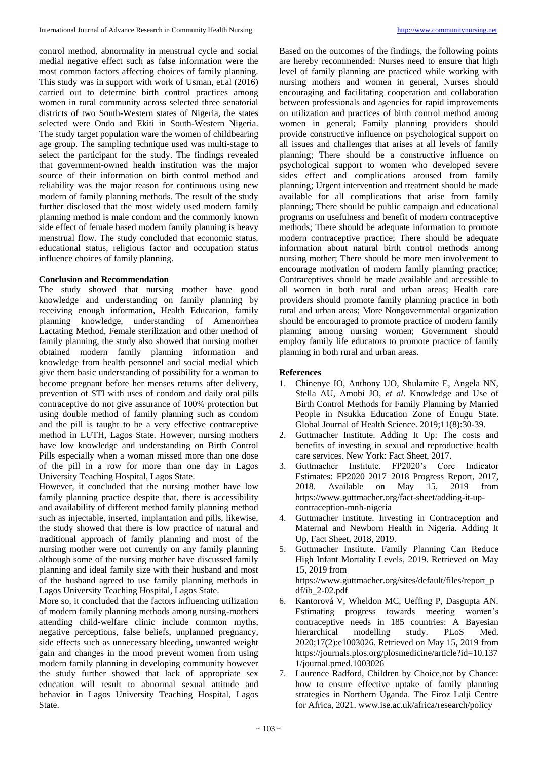control method, abnormality in menstrual cycle and social medial negative effect such as false information were the most common factors affecting choices of family planning. This study was in support with work of Usman, et.al (2016) carried out to determine birth control practices among women in rural community across selected three senatorial districts of two South-Western states of Nigeria, the states selected were Ondo and Ekiti in South-Western Nigeria. The study target population ware the women of childbearing age group. The sampling technique used was multi-stage to select the participant for the study. The findings revealed that government-owned health institution was the major source of their information on birth control method and reliability was the major reason for continuous using new modern of family planning methods. The result of the study further disclosed that the most widely used modern family planning method is male condom and the commonly known side effect of female based modern family planning is heavy menstrual flow. The study concluded that economic status, educational status, religious factor and occupation status influence choices of family planning.

**Conclusion and Recommendation**

The study showed that nursing mother have good knowledge and understanding on family planning by receiving enough information, Health Education, family planning knowledge, understanding of Amenorrhea Lactating Method, Female sterilization and other method of family planning, the study also showed that nursing mother obtained modern family planning information and knowledge from health personnel and social medial which give them basic understanding of possibility for a woman to become pregnant before her menses returns after delivery, prevention of STI with uses of condom and daily oral pills contraceptive do not give assurance of 100% protection but using double method of family planning such as condom and the pill is taught to be a very effective contraceptive method in LUTH, Lagos State. However, nursing mothers have low knowledge and understanding on Birth Control Pills especially when a woman missed more than one dose of the pill in a row for more than one day in Lagos University Teaching Hospital, Lagos State.

However, it concluded that the nursing mother have low family planning practice despite that, there is accessibility and availability of different method family planning method such as injectable, inserted, implantation and pills, likewise, the study showed that there is low practice of natural and traditional approach of family planning and most of the nursing mother were not currently on any family planning although some of the nursing mother have discussed family planning and ideal family size with their husband and most of the husband agreed to use family planning methods in Lagos University Teaching Hospital, Lagos State.

More so, it concluded that the factors influencing utilization of modern family planning methods among nursing-mothers attending child-welfare clinic include common myths, negative perceptions, false beliefs, unplanned pregnancy, side effects such as unnecessary bleeding, unwanted weight gain and changes in the mood prevent women from using modern family planning in developing community however the study further showed that lack of appropriate sex education will result to abnormal sexual attitude and behavior in Lagos University Teaching Hospital, Lagos State.

Based on the outcomes of the findings, the following points are hereby recommended: Nurses need to ensure that high level of family planning are practiced while working with nursing mothers and women in general, Nurses should encouraging and facilitating cooperation and collaboration between professionals and agencies for rapid improvements on utilization and practices of birth control method among women in general; Family planning providers should provide constructive influence on psychological support on all issues and challenges that arises at all levels of family planning; There should be a constructive influence on psychological support to women who developed severe sides effect and complications aroused from family planning; Urgent intervention and treatment should be made available for all complications that arise from family planning; There should be public campaign and educational programs on usefulness and benefit of modern contraceptive methods; There should be adequate information to promote modern contraceptive practice; There should be adequate information about natural birth control methods among nursing mother; There should be more men involvement to encourage motivation of modern family planning practice; Contraceptives should be made available and accessible to all women in both rural and urban areas; Health care providers should promote family planning practice in both rural and urban areas; More Nongovernmental organization should be encouraged to promote practice of modern family planning among nursing women; Government should employ family life educators to promote practice of family planning in both rural and urban areas.

**References**

1. Chinenye IO, Anthony UO, Shulamite E, Angela NN, Stella AU, Amobi JO, *et al*. Knowledge and Use of Birth Control Methods for Family Planning by Married People in Nsukka Education Zone of Enugu State. Global Journal of Health Science. 2019;11(8):30-39.
2. Guttmacher Institute. Adding It Up: The costs and benefits of investing in sexual and reproductive health care services. New York: Fact Sheet, 2017.
3. Guttmacher Institute. FP2020's Core Indicator Estimates: FP2020 2017–2018 Progress Report, 2017, 2018. Available on May 15, 2019 from https://www.guttmacher.org/fact-sheet/adding-it-up-contraception-mnh-nigeria
4. Guttmacher institute. Investing in Contraception and Maternal and Newborn Health in Nigeria. Adding It Up, Fact Sheet, 2018, 2019.
5. Guttmacher Institute. Family Planning Can Reduce High Infant Mortality Levels, 2019. Retrieved on May 15, 2019 from https://www.guttmacher.org/sites/default/files/report_pdf/ib_2-02.pdf
6. Kantorová V, Wheldon MC, Ueffing P, Dasgupta AN. Estimating progress towards meeting women's contraceptive needs in 185 countries: A Bayesian hierarchical modelling study. PLoS Med. 2020;17(2):e1003026. Retrieved on May 15, 2019 from https://journals.plos.org/plosmedicine/article?id=10.1371/journal.pmed.1003026
7. Laurence Radford, Children by Choice,not by Chance: how to ensure effective uptake of family planning strategies in Northern Uganda. The Firoz Lalji Centre for Africa, 2021. www.ise.ac.uk/africa/research/policy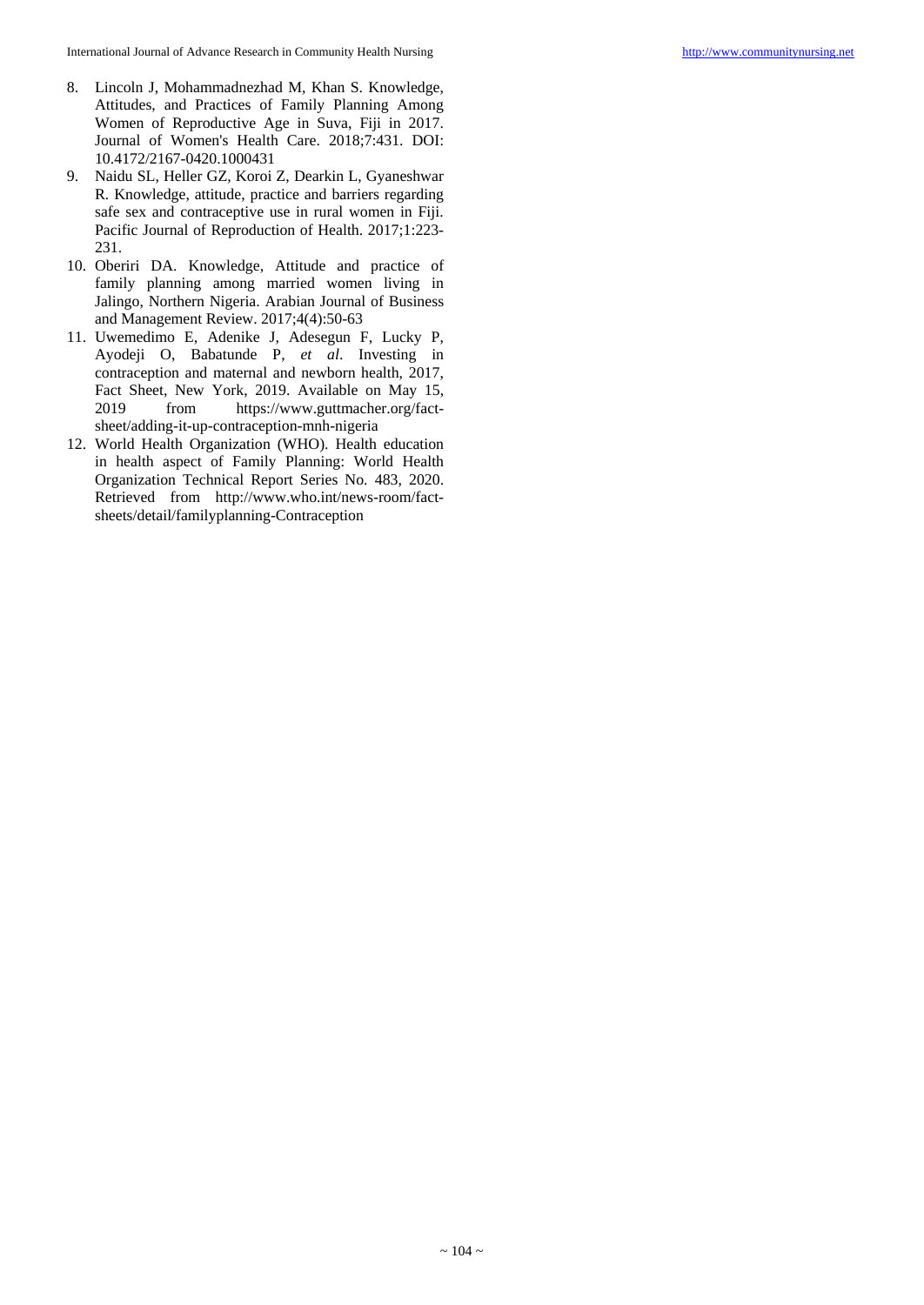8. Lincoln J, Mohammadnezhad M, Khan S. Knowledge, Attitudes, and Practices of Family Planning Among Women of Reproductive Age in Suva, Fiji in 2017. Journal of Women's Health Care. 2018;7:431. DOI: 10.4172/2167-0420.1000431
9. Naidu SL, Heller GZ, Koroi Z, Dearkin L, Gyaneshwar R. Knowledge, attitude, practice and barriers regarding safe sex and contraceptive use in rural women in Fiji. Pacific Journal of Reproduction of Health. 2017;1:223-231.
10. Oberiri DA. Knowledge, Attitude and practice of family planning among married women living in Jalingo, Northern Nigeria. Arabian Journal of Business and Management Review. 2017;4(4):50-63
11. Uwemedimo E, Adenike J, Adesegun F, Lucky P, Ayodeji O, Babatunde P, *et al*. Investing in contraception and maternal and newborn health, 2017, Fact Sheet, New York, 2019. Available on May 15, 2019 from https://www.guttmacher.org/fact-sheet/adding-it-up-contraception-mnh-nigeria
12. World Health Organization (WHO). Health education in health aspect of Family Planning: World Health Organization Technical Report Series No. 483, 2020. Retrieved from http://www.who.int/news-room/fact-sheets/detail/familyplanning-Contraception